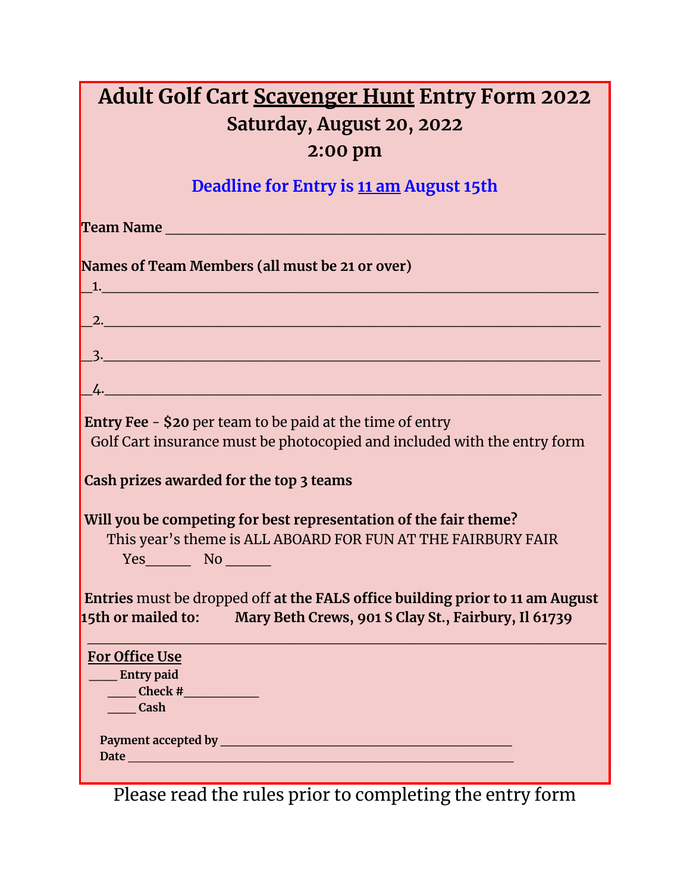# Adult Golf Cart Scavenger Hunt Entry Form 2022

## Saturday, August 20, 2022

## 2:00 pm

**Deadline for Entry is 11 am August 15th**

**Team Name** ____________________________________________________________

**Names of Team Members (all must be 21 or over)**

__1.___________________________________________________________________

__2.___________________________________________________________________

__3.___________________________________________________________________

__4.___________________________________________________________________

**Entry Fee** - **$20** per team to be paid at the time of entry
Golf Cart insurance must be photocopied and included with the entry form

**Cash prizes awarded for the top 3 teams**

**Will you be competing for best representation of the fair theme?**
This year's theme is ALL ABOARD FOR FUN AT THE FAIRBURY FAIR
Yes______ No ______

**Entries** must be dropped off **at the FALS office building prior to 11 am August 15th or mailed to: Mary Beth Crews, 901 S Clay St., Fairbury, Il 61739**

---

**For Office Use**

____ **Entry paid**
____ **Check #**___________
____ **Cash**

**Payment accepted by** ___________________________________________
**Date** ________________________________________________________

Please read the rules prior to completing the entry form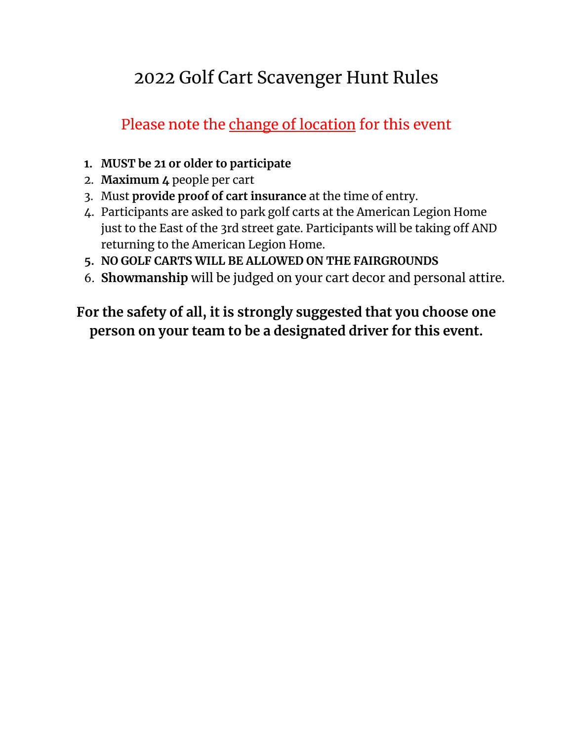# 2022 Golf Cart Scavenger Hunt Rules

Please note the change of location for this event

1. **MUST be 21 or older to participate**
2. **Maximum 4** people per cart
3. Must **provide proof of cart insurance** at the time of entry.
4. Participants are asked to park golf carts at the American Legion Home just to the East of the 3rd street gate. Participants will be taking off AND returning to the American Legion Home.
5. **NO GOLF CARTS WILL BE ALLOWED ON THE FAIRGROUNDS**
6. **Showmanship** will be judged on your cart decor and personal attire.

**For the safety of all, it is strongly suggested that you choose one person on your team to be a designated driver for this event.**